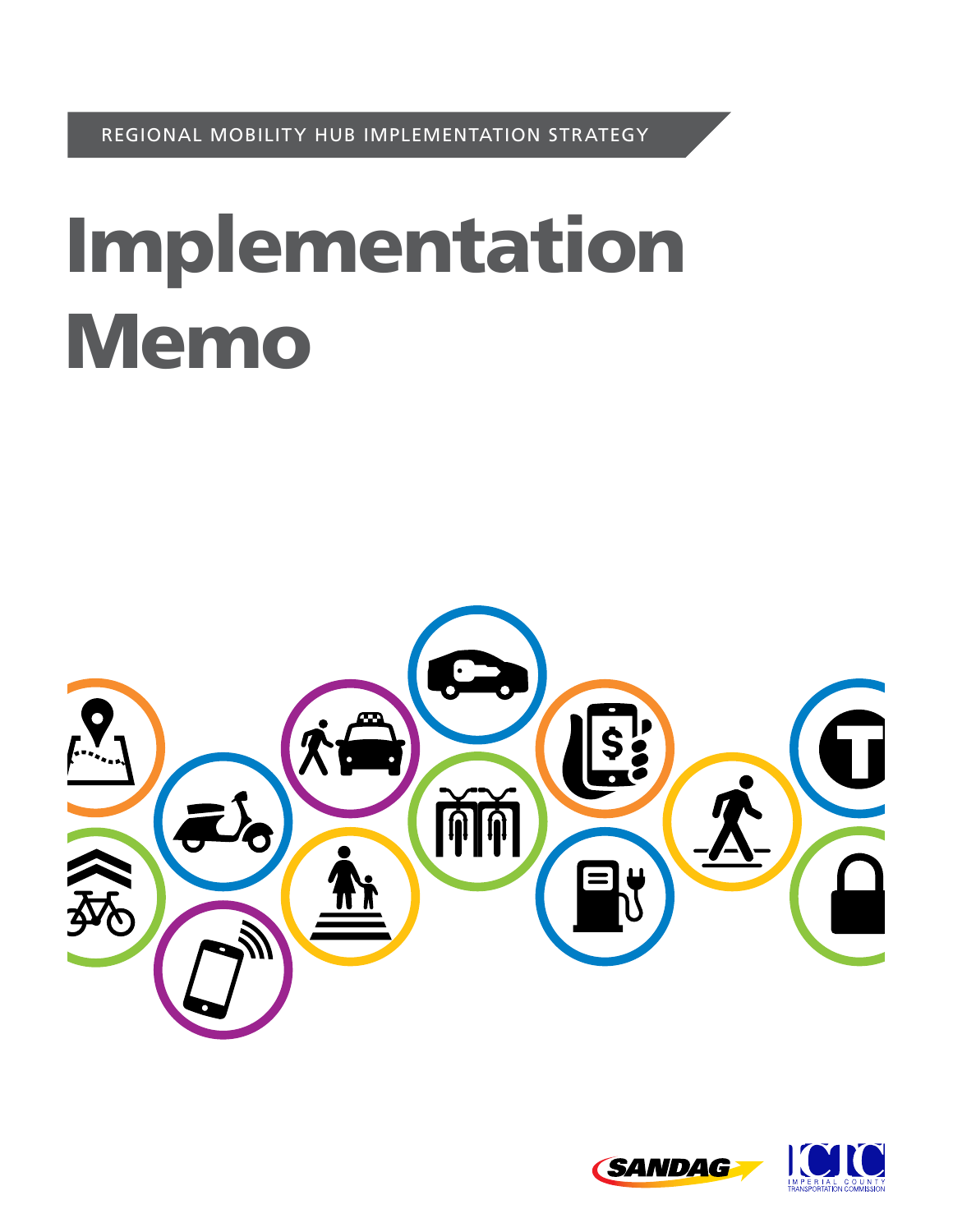REGIONAL MOBILITY HUB IMPLEMENTATION STRATEGY

# Implementation Memo

SANDAG

ICTC
IMPERIAL COUNTY TRANSPORTATION COMMISSION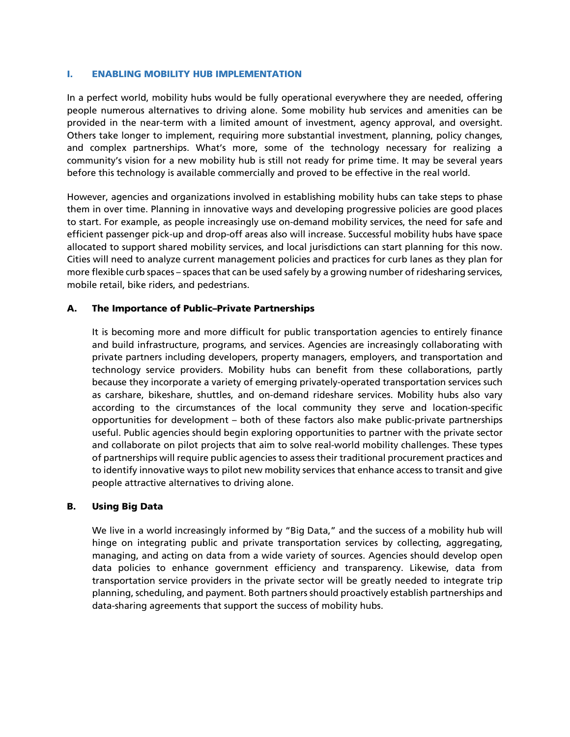## I. ENABLING MOBILITY HUB IMPLEMENTATION

In a perfect world, mobility hubs would be fully operational everywhere they are needed, offering people numerous alternatives to driving alone. Some mobility hub services and amenities can be provided in the near-term with a limited amount of investment, agency approval, and oversight. Others take longer to implement, requiring more substantial investment, planning, policy changes, and complex partnerships. What's more, some of the technology necessary for realizing a community's vision for a new mobility hub is still not ready for prime time. It may be several years before this technology is available commercially and proved to be effective in the real world.

However, agencies and organizations involved in establishing mobility hubs can take steps to phase them in over time. Planning in innovative ways and developing progressive policies are good places to start. For example, as people increasingly use on-demand mobility services, the need for safe and efficient passenger pick-up and drop-off areas also will increase. Successful mobility hubs have space allocated to support shared mobility services, and local jurisdictions can start planning for this now. Cities will need to analyze current management policies and practices for curb lanes as they plan for more flexible curb spaces – spaces that can be used safely by a growing number of ridesharing services, mobile retail, bike riders, and pedestrians.

### A. The Importance of Public–Private Partnerships

It is becoming more and more difficult for public transportation agencies to entirely finance and build infrastructure, programs, and services. Agencies are increasingly collaborating with private partners including developers, property managers, employers, and transportation and technology service providers. Mobility hubs can benefit from these collaborations, partly because they incorporate a variety of emerging privately-operated transportation services such as carshare, bikeshare, shuttles, and on-demand rideshare services. Mobility hubs also vary according to the circumstances of the local community they serve and location-specific opportunities for development – both of these factors also make public-private partnerships useful. Public agencies should begin exploring opportunities to partner with the private sector and collaborate on pilot projects that aim to solve real-world mobility challenges. These types of partnerships will require public agencies to assess their traditional procurement practices and to identify innovative ways to pilot new mobility services that enhance access to transit and give people attractive alternatives to driving alone.

### B. Using Big Data

We live in a world increasingly informed by "Big Data," and the success of a mobility hub will hinge on integrating public and private transportation services by collecting, aggregating, managing, and acting on data from a wide variety of sources. Agencies should develop open data policies to enhance government efficiency and transparency. Likewise, data from transportation service providers in the private sector will be greatly needed to integrate trip planning, scheduling, and payment. Both partners should proactively establish partnerships and data-sharing agreements that support the success of mobility hubs.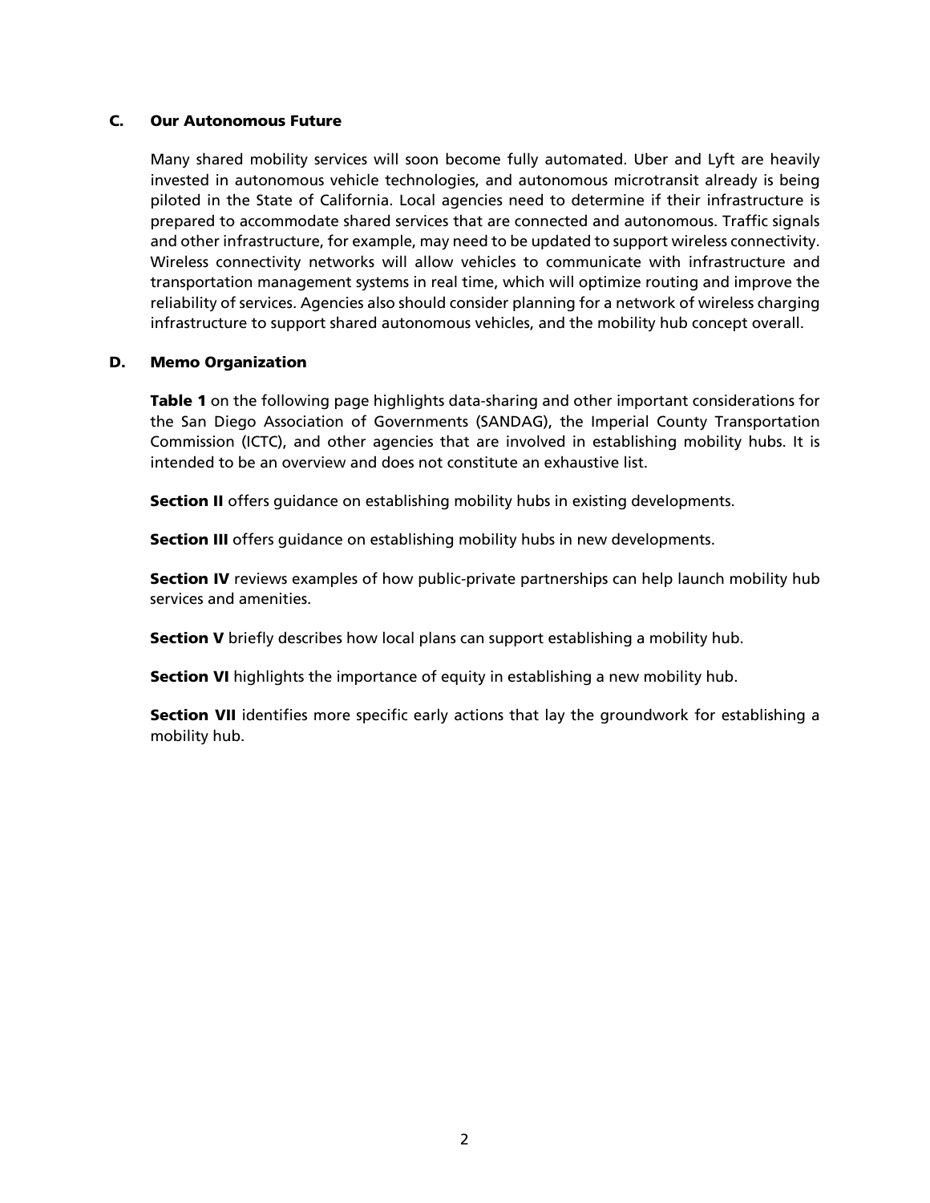### C. Our Autonomous Future

Many shared mobility services will soon become fully automated. Uber and Lyft are heavily invested in autonomous vehicle technologies, and autonomous microtransit already is being piloted in the State of California. Local agencies need to determine if their infrastructure is prepared to accommodate shared services that are connected and autonomous. Traffic signals and other infrastructure, for example, may need to be updated to support wireless connectivity. Wireless connectivity networks will allow vehicles to communicate with infrastructure and transportation management systems in real time, which will optimize routing and improve the reliability of services. Agencies also should consider planning for a network of wireless charging infrastructure to support shared autonomous vehicles, and the mobility hub concept overall.

### D. Memo Organization

**Table 1** on the following page highlights data-sharing and other important considerations for the San Diego Association of Governments (SANDAG), the Imperial County Transportation Commission (ICTC), and other agencies that are involved in establishing mobility hubs. It is intended to be an overview and does not constitute an exhaustive list.

**Section II** offers guidance on establishing mobility hubs in existing developments.

**Section III** offers guidance on establishing mobility hubs in new developments.

**Section IV** reviews examples of how public-private partnerships can help launch mobility hub services and amenities.

**Section V** briefly describes how local plans can support establishing a mobility hub.

**Section VI** highlights the importance of equity in establishing a new mobility hub.

**Section VII** identifies more specific early actions that lay the groundwork for establishing a mobility hub.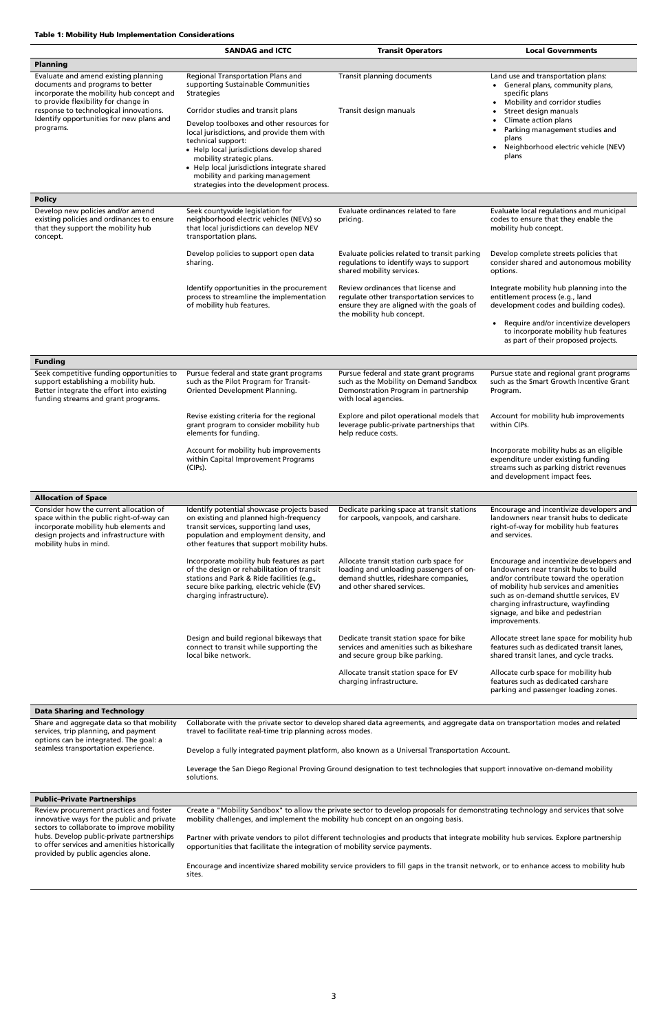**Table 1: Mobility Hub Implementation Considerations**

| | SANDAG and ICTC | Transit Operators | Local Governments |
|---|---|---|---|
| **Planning** | | | |
| Evaluate and amend existing planning documents and programs to better incorporate the mobility hub concept and to provide flexibility for change in response to technological innovations. Identify opportunities for new plans and programs. | Regional Transportation Plans and supporting Sustainable Communities Strategies | Transit planning documents | Land use and transportation plans:<br>• General plans, community plans, specific plans<br>• Mobility and corridor studies<br>• Street design manuals<br>• Climate action plans<br>• Parking management studies and plans<br>• Neighborhood electric vehicle (NEV) plans |
| | Corridor studies and transit plans | Transit design manuals | |
| | Develop toolboxes and other resources for local jurisdictions, and provide them with technical support:<br>• Help local jurisdictions develop shared mobility strategic plans.<br>• Help local jurisdictions integrate shared mobility and parking management strategies into the development process. | | |
| **Policy** | | | |
| Develop new policies and/or amend existing policies and ordinances to ensure that they support the mobility hub concept. | Seek countywide legislation for neighborhood electric vehicles (NEVs) so that local jurisdictions can develop NEV transportation plans. | Evaluate ordinances related to fare pricing. | Evaluate local regulations and municipal codes to ensure that they enable the mobility hub concept. |
| | Develop policies to support open data sharing. | Evaluate policies related to transit parking regulations to identify ways to support shared mobility services. | Develop complete streets policies that consider shared and autonomous mobility options. |
| | Identify opportunities in the procurement process to streamline the implementation of mobility hub features. | Review ordinances that license and regulate other transportation services to ensure they are aligned with the goals of the mobility hub concept. | Integrate mobility hub planning into the entitlement process (e.g., land development codes and building codes).<br>• Require and/or incentivize developers to incorporate mobility hub features as part of their proposed projects. |
| **Funding** | | | |
| Seek competitive funding opportunities to support establishing a mobility hub. Better integrate the effort into existing funding streams and grant programs. | Pursue federal and state grant programs such as the Pilot Program for Transit-Oriented Development Planning. | Pursue federal and state grant programs such as the Mobility on Demand Sandbox Demonstration Program in partnership with local agencies. | Pursue state and regional grant programs such as the Smart Growth Incentive Grant Program. |
| | Revise existing criteria for the regional grant program to consider mobility hub elements for funding. | Explore and pilot operational models that leverage public-private partnerships that help reduce costs. | Account for mobility hub improvements within CIPs. |
| | Account for mobility hub improvements within Capital Improvement Programs (CIPs). | | Incorporate mobility hubs as an eligible expenditure under existing funding streams such as parking district revenues and development impact fees. |
| **Allocation of Space** | | | |
| Consider how the current allocation of space within the public right-of-way can incorporate mobility hub elements and design projects and infrastructure with mobility hubs in mind. | Identify potential showcase projects based on existing and planned high-frequency transit services, supporting land uses, population and employment density, and other features that support mobility hubs. | Dedicate parking space at transit stations for carpools, vanpools, and carshare. | Encourage and incentivize developers and landowners near transit hubs to dedicate right-of-way for mobility hub features and services. |
| | Incorporate mobility hub features as part of the design or rehabilitation of transit stations and Park & Ride facilities (e.g., secure bike parking, electric vehicle (EV) charging infrastructure). | Allocate transit station curb space for loading and unloading passengers of on-demand shuttles, rideshare companies, and other shared services. | Encourage and incentivize developers and landowners near transit hubs to build and/or contribute toward the operation of mobility hub services and amenities such as on-demand shuttle services, EV charging infrastructure, wayfinding signage, and bike and pedestrian improvements. |
| | Design and build regional bikeways that connect to transit while supporting the local bike network. | Dedicate transit station space for bike services and amenities such as bikeshare and secure group bike parking. | Allocate street lane space for mobility hub features such as dedicated transit lanes, shared transit lanes, and cycle tracks. |
| | | Allocate transit station space for EV charging infrastructure. | Allocate curb space for mobility hub features such as dedicated carshare parking and passenger loading zones. |
| **Data Sharing and Technology** | | | |
| Share and aggregate data so that mobility services, trip planning, and payment options can be integrated. The goal: a seamless transportation experience. | Collaborate with the private sector to develop shared data agreements, and aggregate data on transportation modes and related travel to facilitate real-time trip planning across modes. | | |
| | Develop a fully integrated payment platform, also known as a Universal Transportation Account. | | |
| | Leverage the San Diego Regional Proving Ground designation to test technologies that support innovative on-demand mobility solutions. | | |
| **Public-Private Partnerships** | | | |
| Review procurement practices and foster innovative ways for the public and private sectors to collaborate to improve mobility hubs. Develop public-private partnerships to offer services and amenities historically provided by public agencies alone. | Create a "Mobility Sandbox" to allow the private sector to develop proposals for demonstrating technology and services that solve mobility challenges, and implement the mobility hub concept on an ongoing basis. | | |
| | Partner with private vendors to pilot different technologies and products that integrate mobility hub services. Explore partnership opportunities that facilitate the integration of mobility service payments. | | |
| | Encourage and incentivize shared mobility service providers to fill gaps in the transit network, or to enhance access to mobility hub sites. | | |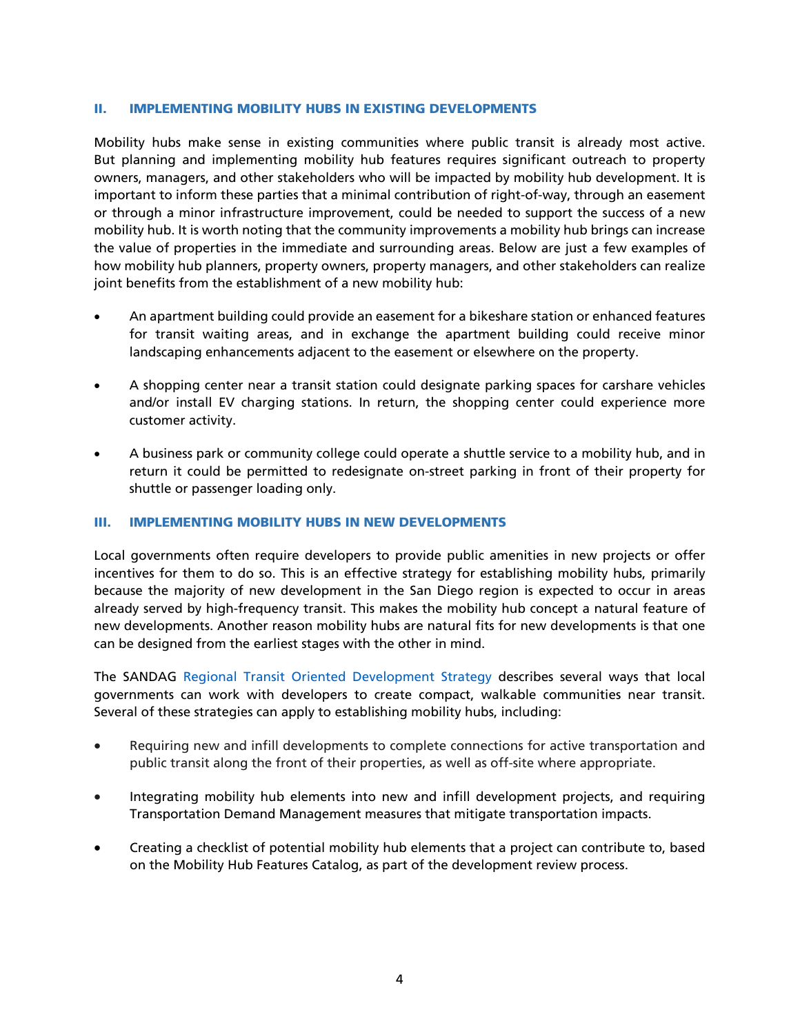## II. IMPLEMENTING MOBILITY HUBS IN EXISTING DEVELOPMENTS

Mobility hubs make sense in existing communities where public transit is already most active. But planning and implementing mobility hub features requires significant outreach to property owners, managers, and other stakeholders who will be impacted by mobility hub development. It is important to inform these parties that a minimal contribution of right-of-way, through an easement or through a minor infrastructure improvement, could be needed to support the success of a new mobility hub. It is worth noting that the community improvements a mobility hub brings can increase the value of properties in the immediate and surrounding areas. Below are just a few examples of how mobility hub planners, property owners, property managers, and other stakeholders can realize joint benefits from the establishment of a new mobility hub:

- An apartment building could provide an easement for a bikeshare station or enhanced features for transit waiting areas, and in exchange the apartment building could receive minor landscaping enhancements adjacent to the easement or elsewhere on the property.
- A shopping center near a transit station could designate parking spaces for carshare vehicles and/or install EV charging stations. In return, the shopping center could experience more customer activity.
- A business park or community college could operate a shuttle service to a mobility hub, and in return it could be permitted to redesignate on-street parking in front of their property for shuttle or passenger loading only.

## III. IMPLEMENTING MOBILITY HUBS IN NEW DEVELOPMENTS

Local governments often require developers to provide public amenities in new projects or offer incentives for them to do so. This is an effective strategy for establishing mobility hubs, primarily because the majority of new development in the San Diego region is expected to occur in areas already served by high-frequency transit. This makes the mobility hub concept a natural feature of new developments. Another reason mobility hubs are natural fits for new developments is that one can be designed from the earliest stages with the other in mind.

The SANDAG Regional Transit Oriented Development Strategy describes several ways that local governments can work with developers to create compact, walkable communities near transit. Several of these strategies can apply to establishing mobility hubs, including:

- Requiring new and infill developments to complete connections for active transportation and public transit along the front of their properties, as well as off-site where appropriate.
- Integrating mobility hub elements into new and infill development projects, and requiring Transportation Demand Management measures that mitigate transportation impacts.
- Creating a checklist of potential mobility hub elements that a project can contribute to, based on the Mobility Hub Features Catalog, as part of the development review process.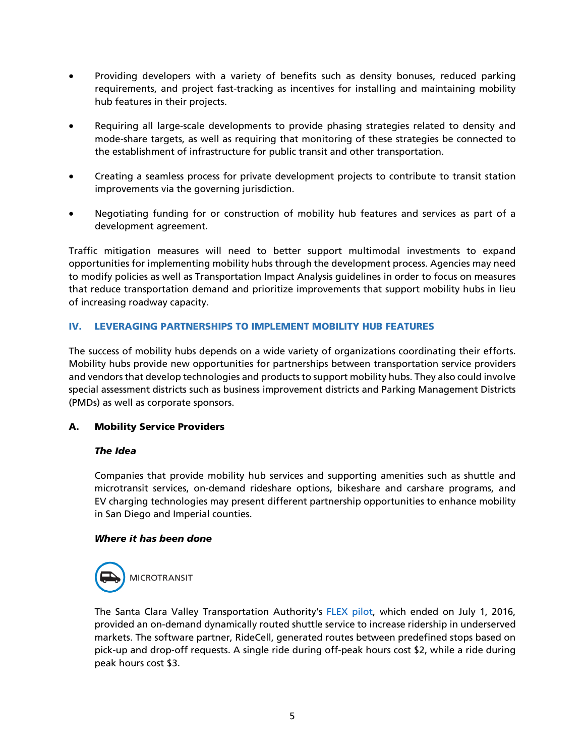- Providing developers with a variety of benefits such as density bonuses, reduced parking requirements, and project fast-tracking as incentives for installing and maintaining mobility hub features in their projects.
- Requiring all large-scale developments to provide phasing strategies related to density and mode-share targets, as well as requiring that monitoring of these strategies be connected to the establishment of infrastructure for public transit and other transportation.
- Creating a seamless process for private development projects to contribute to transit station improvements via the governing jurisdiction.
- Negotiating funding for or construction of mobility hub features and services as part of a development agreement.

Traffic mitigation measures will need to better support multimodal investments to expand opportunities for implementing mobility hubs through the development process. Agencies may need to modify policies as well as Transportation Impact Analysis guidelines in order to focus on measures that reduce transportation demand and prioritize improvements that support mobility hubs in lieu of increasing roadway capacity.

## IV. LEVERAGING PARTNERSHIPS TO IMPLEMENT MOBILITY HUB FEATURES

The success of mobility hubs depends on a wide variety of organizations coordinating their efforts. Mobility hubs provide new opportunities for partnerships between transportation service providers and vendors that develop technologies and products to support mobility hubs. They also could involve special assessment districts such as business improvement districts and Parking Management Districts (PMDs) as well as corporate sponsors.

### A. Mobility Service Providers

***The Idea***

Companies that provide mobility hub services and supporting amenities such as shuttle and microtransit services, on-demand rideshare options, bikeshare and carshare programs, and EV charging technologies may present different partnership opportunities to enhance mobility in San Diego and Imperial counties.

***Where it has been done***

MICROTRANSIT

The Santa Clara Valley Transportation Authority's FLEX pilot, which ended on July 1, 2016, provided an on-demand dynamically routed shuttle service to increase ridership in underserved markets. The software partner, RideCell, generated routes between predefined stops based on pick-up and drop-off requests. A single ride during off-peak hours cost $2, while a ride during peak hours cost $3.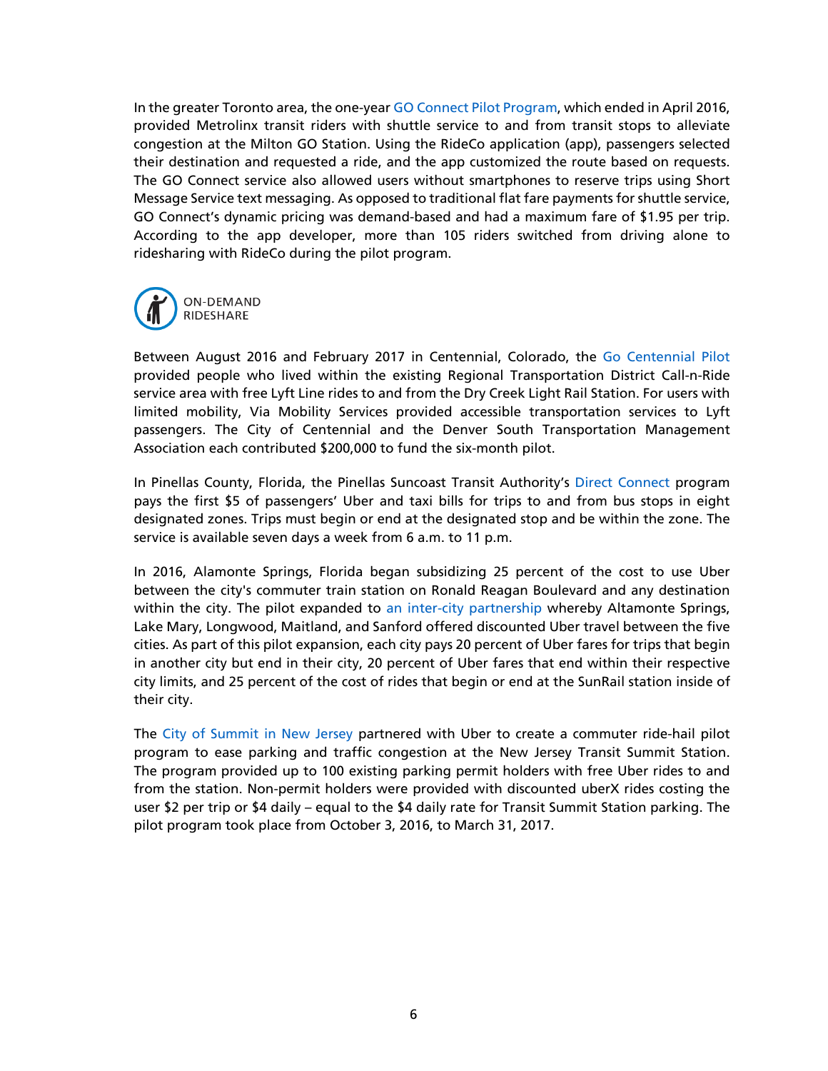In the greater Toronto area, the one-year GO Connect Pilot Program, which ended in April 2016, provided Metrolinx transit riders with shuttle service to and from transit stops to alleviate congestion at the Milton GO Station. Using the RideCo application (app), passengers selected their destination and requested a ride, and the app customized the route based on requests. The GO Connect service also allowed users without smartphones to reserve trips using Short Message Service text messaging. As opposed to traditional flat fare payments for shuttle service, GO Connect's dynamic pricing was demand-based and had a maximum fare of $1.95 per trip. According to the app developer, more than 105 riders switched from driving alone to ridesharing with RideCo during the pilot program.

### ON-DEMAND RIDESHARE

Between August 2016 and February 2017 in Centennial, Colorado, the Go Centennial Pilot provided people who lived within the existing Regional Transportation District Call-n-Ride service area with free Lyft Line rides to and from the Dry Creek Light Rail Station. For users with limited mobility, Via Mobility Services provided accessible transportation services to Lyft passengers. The City of Centennial and the Denver South Transportation Management Association each contributed $200,000 to fund the six-month pilot.

In Pinellas County, Florida, the Pinellas Suncoast Transit Authority's Direct Connect program pays the first $5 of passengers' Uber and taxi bills for trips to and from bus stops in eight designated zones. Trips must begin or end at the designated stop and be within the zone. The service is available seven days a week from 6 a.m. to 11 p.m.

In 2016, Alamonte Springs, Florida began subsidizing 25 percent of the cost to use Uber between the city's commuter train station on Ronald Reagan Boulevard and any destination within the city. The pilot expanded to an inter-city partnership whereby Altamonte Springs, Lake Mary, Longwood, Maitland, and Sanford offered discounted Uber travel between the five cities. As part of this pilot expansion, each city pays 20 percent of Uber fares for trips that begin in another city but end in their city, 20 percent of Uber fares that end within their respective city limits, and 25 percent of the cost of rides that begin or end at the SunRail station inside of their city.

The City of Summit in New Jersey partnered with Uber to create a commuter ride-hail pilot program to ease parking and traffic congestion at the New Jersey Transit Summit Station. The program provided up to 100 existing parking permit holders with free Uber rides to and from the station. Non-permit holders were provided with discounted uberX rides costing the user $2 per trip or $4 daily – equal to the $4 daily rate for Transit Summit Station parking. The pilot program took place from October 3, 2016, to March 31, 2017.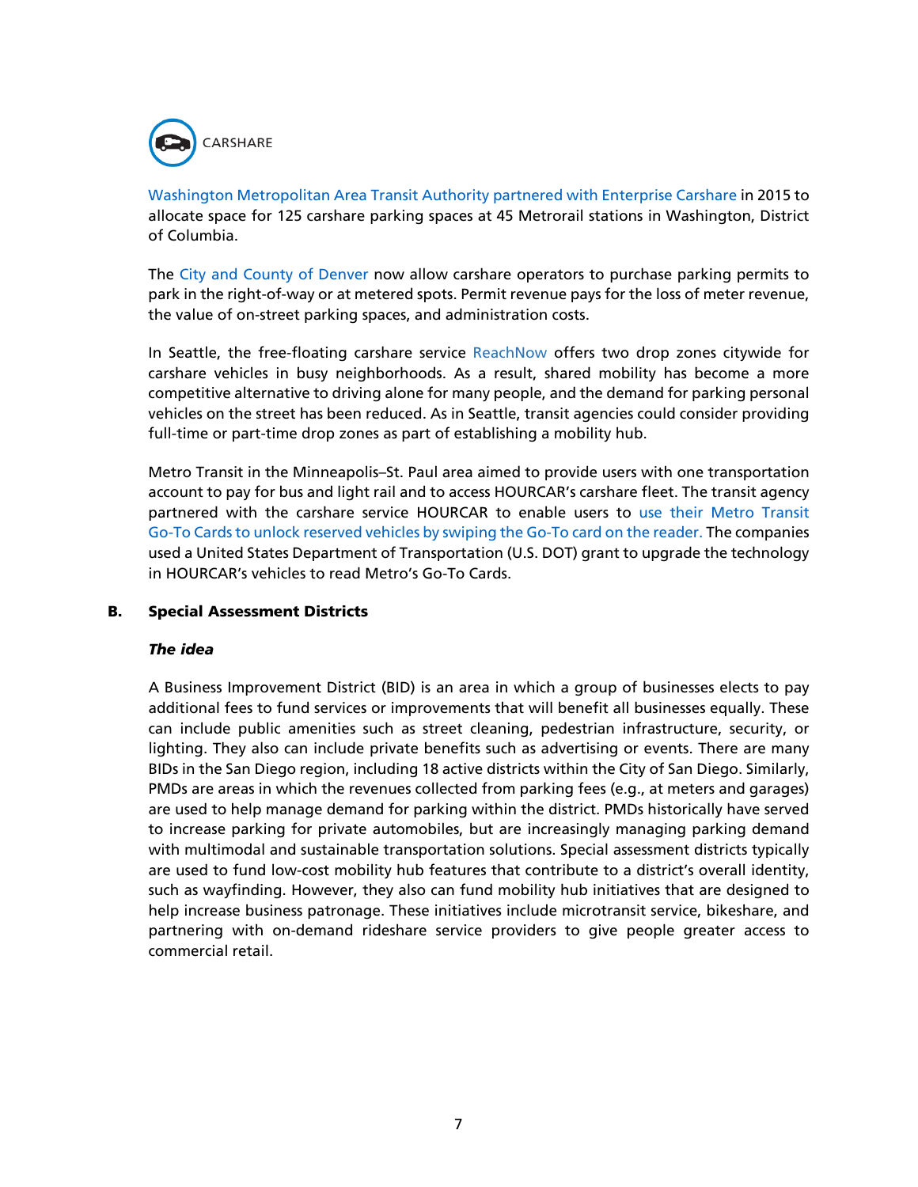CARSHARE

Washington Metropolitan Area Transit Authority partnered with Enterprise Carshare in 2015 to allocate space for 125 carshare parking spaces at 45 Metrorail stations in Washington, District of Columbia.

The City and County of Denver now allow carshare operators to purchase parking permits to park in the right-of-way or at metered spots. Permit revenue pays for the loss of meter revenue, the value of on-street parking spaces, and administration costs.

In Seattle, the free-floating carshare service ReachNow offers two drop zones citywide for carshare vehicles in busy neighborhoods. As a result, shared mobility has become a more competitive alternative to driving alone for many people, and the demand for parking personal vehicles on the street has been reduced. As in Seattle, transit agencies could consider providing full-time or part-time drop zones as part of establishing a mobility hub.

Metro Transit in the Minneapolis–St. Paul area aimed to provide users with one transportation account to pay for bus and light rail and to access HOURCAR's carshare fleet. The transit agency partnered with the carshare service HOURCAR to enable users to use their Metro Transit Go-To Cards to unlock reserved vehicles by swiping the Go-To card on the reader. The companies used a United States Department of Transportation (U.S. DOT) grant to upgrade the technology in HOURCAR's vehicles to read Metro's Go-To Cards.

## B. Special Assessment Districts

### *The idea*

A Business Improvement District (BID) is an area in which a group of businesses elects to pay additional fees to fund services or improvements that will benefit all businesses equally. These can include public amenities such as street cleaning, pedestrian infrastructure, security, or lighting. They also can include private benefits such as advertising or events. There are many BIDs in the San Diego region, including 18 active districts within the City of San Diego. Similarly, PMDs are areas in which the revenues collected from parking fees (e.g., at meters and garages) are used to help manage demand for parking within the district. PMDs historically have served to increase parking for private automobiles, but are increasingly managing parking demand with multimodal and sustainable transportation solutions. Special assessment districts typically are used to fund low-cost mobility hub features that contribute to a district's overall identity, such as wayfinding. However, they also can fund mobility hub initiatives that are designed to help increase business patronage. These initiatives include microtransit service, bikeshare, and partnering with on-demand rideshare service providers to give people greater access to commercial retail.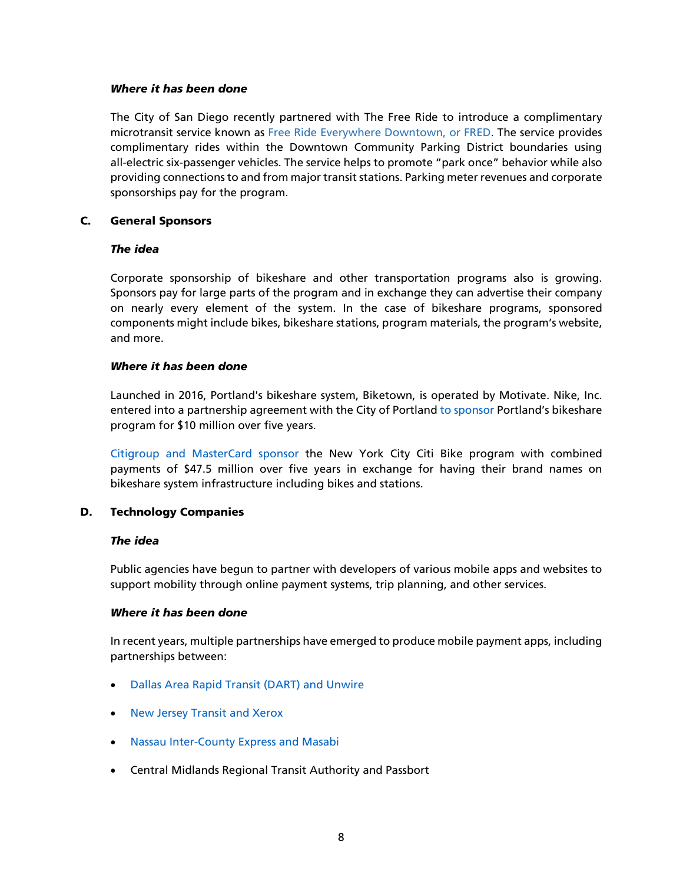#### *Where it has been done*

The City of San Diego recently partnered with The Free Ride to introduce a complimentary microtransit service known as Free Ride Everywhere Downtown, or FRED. The service provides complimentary rides within the Downtown Community Parking District boundaries using all-electric six-passenger vehicles. The service helps to promote "park once" behavior while also providing connections to and from major transit stations. Parking meter revenues and corporate sponsorships pay for the program.

### C. General Sponsors

#### *The idea*

Corporate sponsorship of bikeshare and other transportation programs also is growing. Sponsors pay for large parts of the program and in exchange they can advertise their company on nearly every element of the system. In the case of bikeshare programs, sponsored components might include bikes, bikeshare stations, program materials, the program's website, and more.

#### *Where it has been done*

Launched in 2016, Portland's bikeshare system, Biketown, is operated by Motivate. Nike, Inc. entered into a partnership agreement with the City of Portland to sponsor Portland's bikeshare program for $10 million over five years.

Citigroup and MasterCard sponsor the New York City Citi Bike program with combined payments of $47.5 million over five years in exchange for having their brand names on bikeshare system infrastructure including bikes and stations.

### D. Technology Companies

#### *The idea*

Public agencies have begun to partner with developers of various mobile apps and websites to support mobility through online payment systems, trip planning, and other services.

#### *Where it has been done*

In recent years, multiple partnerships have emerged to produce mobile payment apps, including partnerships between:

- Dallas Area Rapid Transit (DART) and Unwire
- New Jersey Transit and Xerox
- Nassau Inter-County Express and Masabi
- Central Midlands Regional Transit Authority and Passbort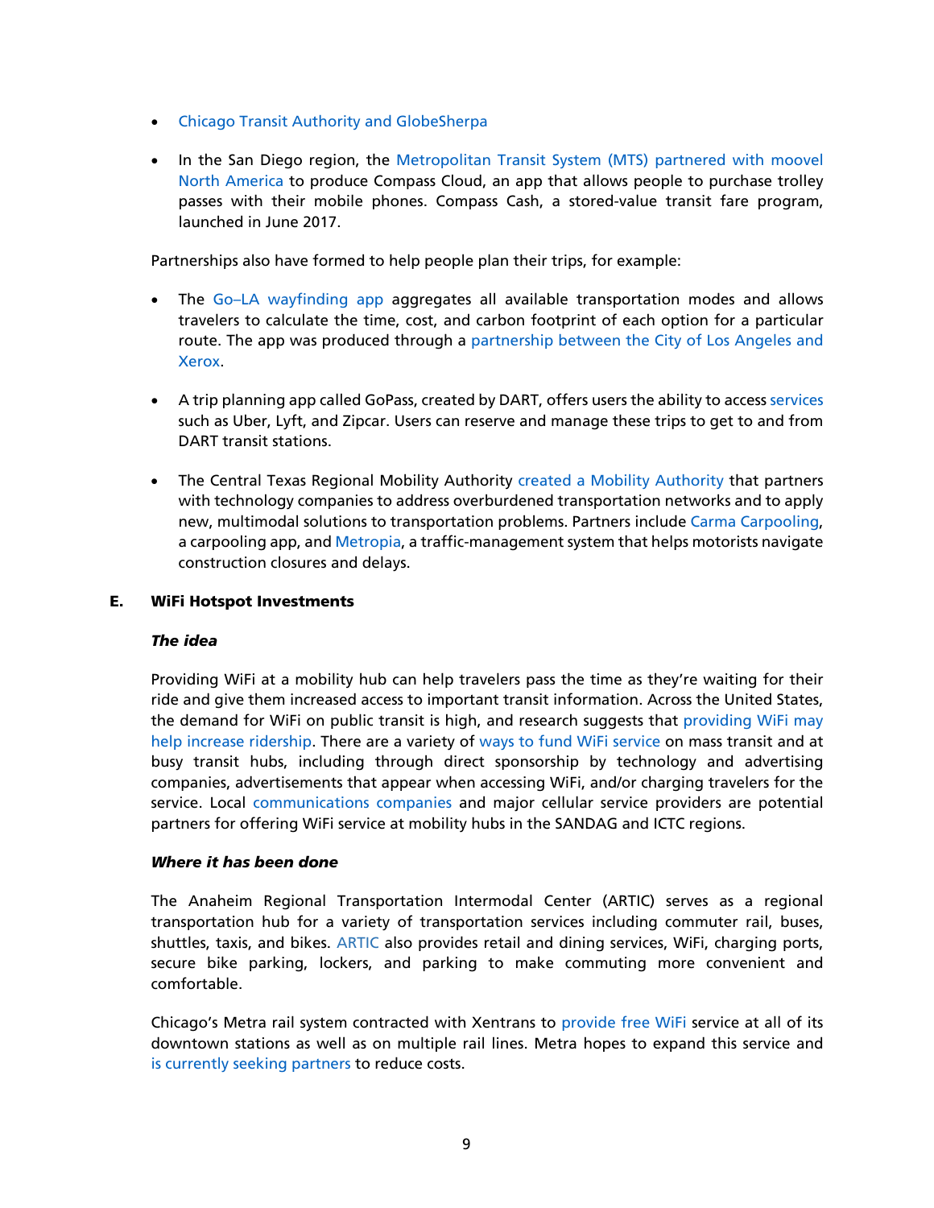- Chicago Transit Authority and GlobeSherpa

- In the San Diego region, the Metropolitan Transit System (MTS) partnered with moovel North America to produce Compass Cloud, an app that allows people to purchase trolley passes with their mobile phones. Compass Cash, a stored-value transit fare program, launched in June 2017.

Partnerships also have formed to help people plan their trips, for example:

- The Go–LA wayfinding app aggregates all available transportation modes and allows travelers to calculate the time, cost, and carbon footprint of each option for a particular route. The app was produced through a partnership between the City of Los Angeles and Xerox.

- A trip planning app called GoPass, created by DART, offers users the ability to access services such as Uber, Lyft, and Zipcar. Users can reserve and manage these trips to get to and from DART transit stations.

- The Central Texas Regional Mobility Authority created a Mobility Authority that partners with technology companies to address overburdened transportation networks and to apply new, multimodal solutions to transportation problems. Partners include Carma Carpooling, a carpooling app, and Metropia, a traffic-management system that helps motorists navigate construction closures and delays.

### E. WiFi Hotspot Investments

#### *The idea*

Providing WiFi at a mobility hub can help travelers pass the time as they're waiting for their ride and give them increased access to important transit information. Across the United States, the demand for WiFi on public transit is high, and research suggests that providing WiFi may help increase ridership. There are a variety of ways to fund WiFi service on mass transit and at busy transit hubs, including through direct sponsorship by technology and advertising companies, advertisements that appear when accessing WiFi, and/or charging travelers for the service. Local communications companies and major cellular service providers are potential partners for offering WiFi service at mobility hubs in the SANDAG and ICTC regions.

#### *Where it has been done*

The Anaheim Regional Transportation Intermodal Center (ARTIC) serves as a regional transportation hub for a variety of transportation services including commuter rail, buses, shuttles, taxis, and bikes. ARTIC also provides retail and dining services, WiFi, charging ports, secure bike parking, lockers, and parking to make commuting more convenient and comfortable.

Chicago's Metra rail system contracted with Xentrans to provide free WiFi service at all of its downtown stations as well as on multiple rail lines. Metra hopes to expand this service and is currently seeking partners to reduce costs.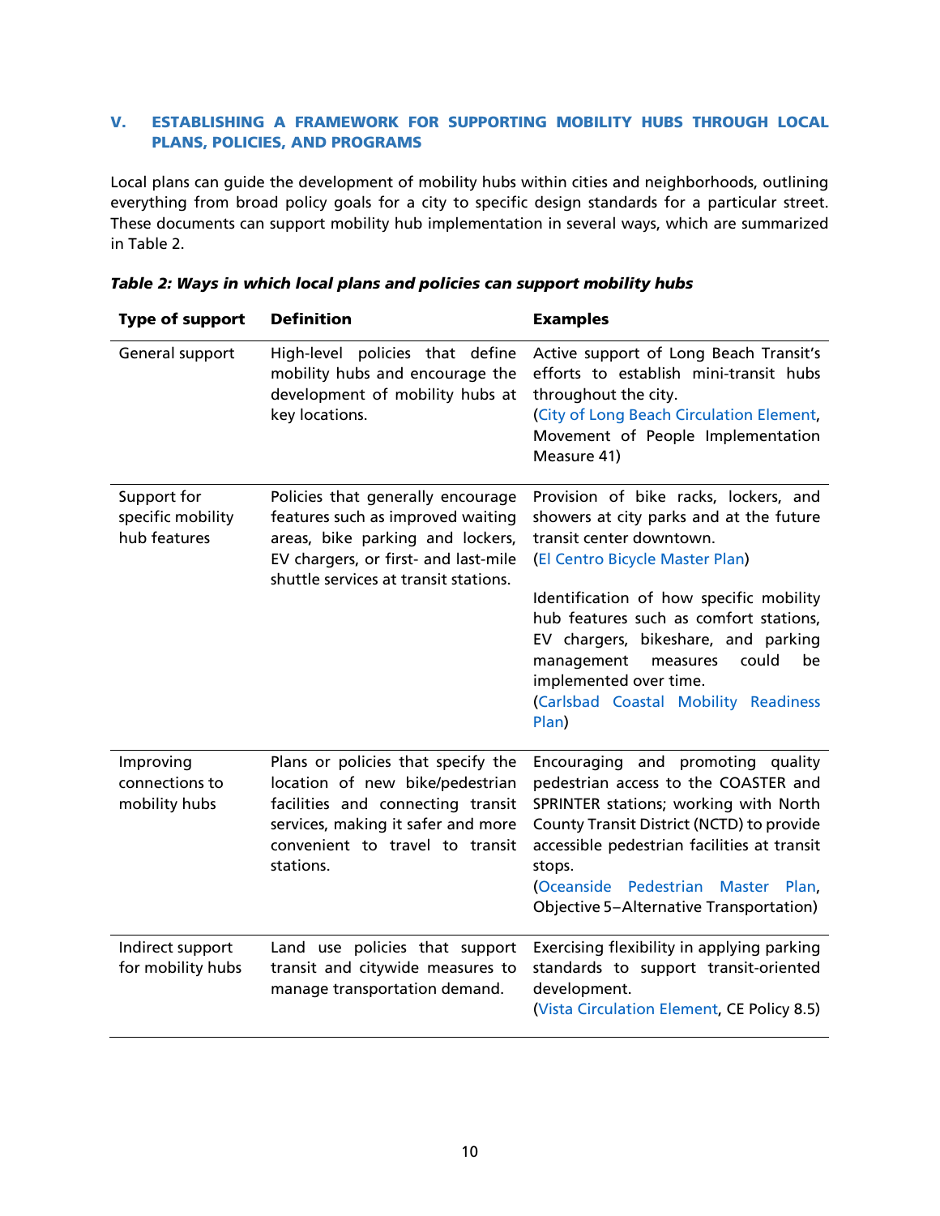## V. ESTABLISHING A FRAMEWORK FOR SUPPORTING MOBILITY HUBS THROUGH LOCAL PLANS, POLICIES, AND PROGRAMS

Local plans can guide the development of mobility hubs within cities and neighborhoods, outlining everything from broad policy goals for a city to specific design standards for a particular street. These documents can support mobility hub implementation in several ways, which are summarized in Table 2.

***Table 2: Ways in which local plans and policies can support mobility hubs***

| Type of support | Definition | Examples |
|---|---|---|
| General support | High-level policies that define mobility hubs and encourage the development of mobility hubs at key locations. | Active support of Long Beach Transit's efforts to establish mini-transit hubs throughout the city. (City of Long Beach Circulation Element, Movement of People Implementation Measure 41) |
| Support for specific mobility hub features | Policies that generally encourage features such as improved waiting areas, bike parking and lockers, EV chargers, or first- and last-mile shuttle services at transit stations. | Provision of bike racks, lockers, and showers at city parks and at the future transit center downtown. (El Centro Bicycle Master Plan)<br><br>Identification of how specific mobility hub features such as comfort stations, EV chargers, bikeshare, and parking management measures could be implemented over time. (Carlsbad Coastal Mobility Readiness Plan) |
| Improving connections to mobility hubs | Plans or policies that specify the location of new bike/pedestrian facilities and connecting transit services, making it safer and more convenient to travel to transit stations. | Encouraging and promoting quality pedestrian access to the COASTER and SPRINTER stations; working with North County Transit District (NCTD) to provide accessible pedestrian facilities at transit stops. (Oceanside Pedestrian Master Plan, Objective 5–Alternative Transportation) |
| Indirect support for mobility hubs | Land use policies that support transit and citywide measures to manage transportation demand. | Exercising flexibility in applying parking standards to support transit-oriented development. (Vista Circulation Element, CE Policy 8.5) |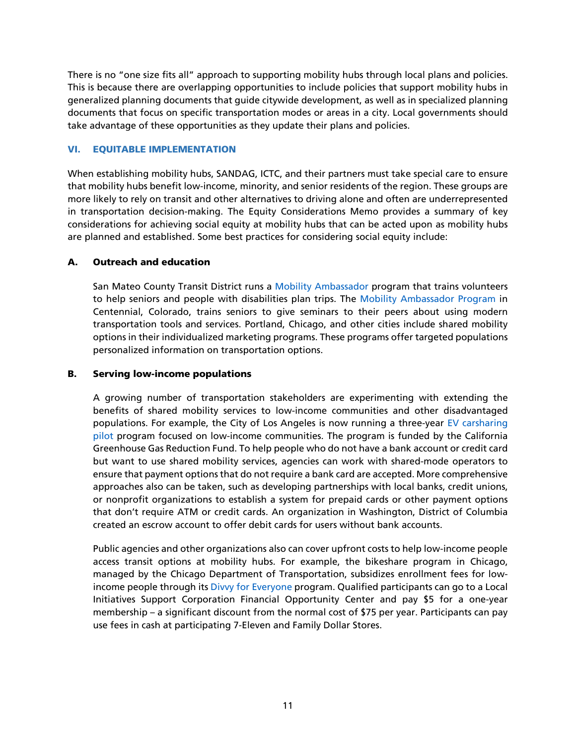There is no "one size fits all" approach to supporting mobility hubs through local plans and policies. This is because there are overlapping opportunities to include policies that support mobility hubs in generalized planning documents that guide citywide development, as well as in specialized planning documents that focus on specific transportation modes or areas in a city. Local governments should take advantage of these opportunities as they update their plans and policies.

## VI. EQUITABLE IMPLEMENTATION

When establishing mobility hubs, SANDAG, ICTC, and their partners must take special care to ensure that mobility hubs benefit low-income, minority, and senior residents of the region. These groups are more likely to rely on transit and other alternatives to driving alone and often are underrepresented in transportation decision-making. The Equity Considerations Memo provides a summary of key considerations for achieving social equity at mobility hubs that can be acted upon as mobility hubs are planned and established. Some best practices for considering social equity include:

### A. Outreach and education

San Mateo County Transit District runs a Mobility Ambassador program that trains volunteers to help seniors and people with disabilities plan trips. The Mobility Ambassador Program in Centennial, Colorado, trains seniors to give seminars to their peers about using modern transportation tools and services. Portland, Chicago, and other cities include shared mobility options in their individualized marketing programs. These programs offer targeted populations personalized information on transportation options.

### B. Serving low-income populations

A growing number of transportation stakeholders are experimenting with extending the benefits of shared mobility services to low-income communities and other disadvantaged populations. For example, the City of Los Angeles is now running a three-year EV carsharing pilot program focused on low-income communities. The program is funded by the California Greenhouse Gas Reduction Fund. To help people who do not have a bank account or credit card but want to use shared mobility services, agencies can work with shared-mode operators to ensure that payment options that do not require a bank card are accepted. More comprehensive approaches also can be taken, such as developing partnerships with local banks, credit unions, or nonprofit organizations to establish a system for prepaid cards or other payment options that don't require ATM or credit cards. An organization in Washington, District of Columbia created an escrow account to offer debit cards for users without bank accounts.

Public agencies and other organizations also can cover upfront costs to help low-income people access transit options at mobility hubs. For example, the bikeshare program in Chicago, managed by the Chicago Department of Transportation, subsidizes enrollment fees for low-income people through its Divvy for Everyone program. Qualified participants can go to a Local Initiatives Support Corporation Financial Opportunity Center and pay $5 for a one-year membership – a significant discount from the normal cost of $75 per year. Participants can pay use fees in cash at participating 7-Eleven and Family Dollar Stores.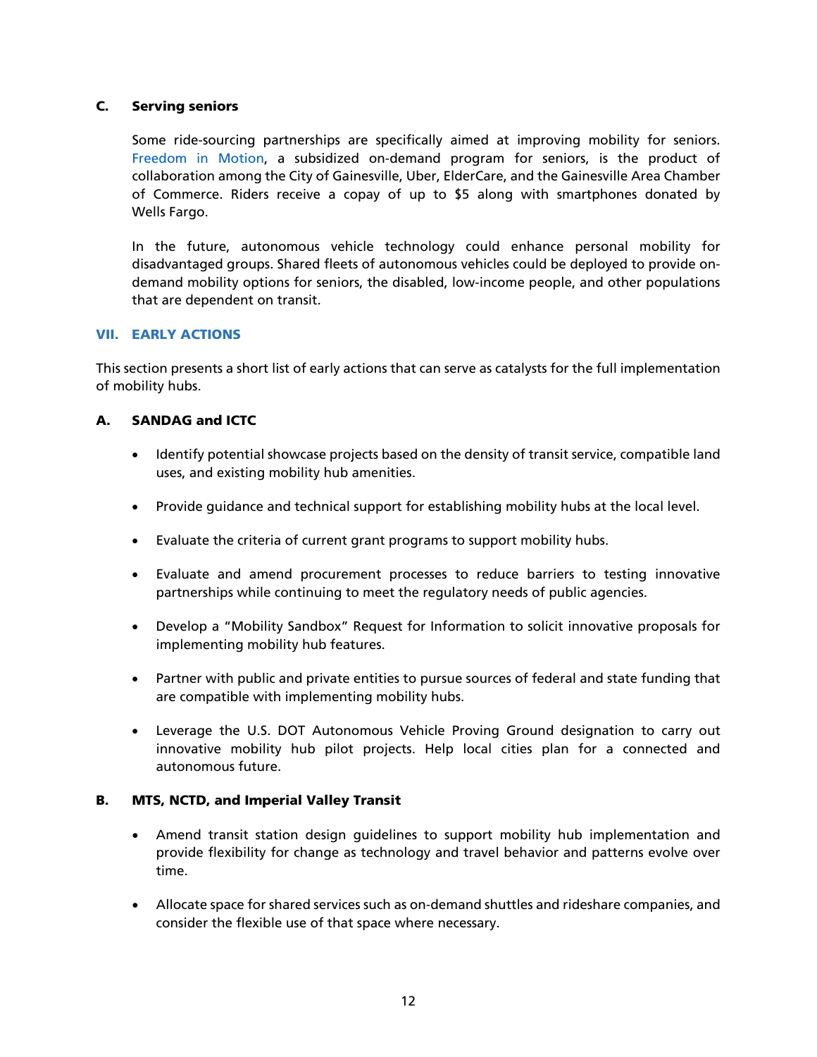### C. Serving seniors

Some ride-sourcing partnerships are specifically aimed at improving mobility for seniors. Freedom in Motion, a subsidized on-demand program for seniors, is the product of collaboration among the City of Gainesville, Uber, ElderCare, and the Gainesville Area Chamber of Commerce. Riders receive a copay of up to $5 along with smartphones donated by Wells Fargo.

In the future, autonomous vehicle technology could enhance personal mobility for disadvantaged groups. Shared fleets of autonomous vehicles could be deployed to provide on-demand mobility options for seniors, the disabled, low-income people, and other populations that are dependent on transit.

## VII. EARLY ACTIONS

This section presents a short list of early actions that can serve as catalysts for the full implementation of mobility hubs.

### A. SANDAG and ICTC

- Identify potential showcase projects based on the density of transit service, compatible land uses, and existing mobility hub amenities.
- Provide guidance and technical support for establishing mobility hubs at the local level.
- Evaluate the criteria of current grant programs to support mobility hubs.
- Evaluate and amend procurement processes to reduce barriers to testing innovative partnerships while continuing to meet the regulatory needs of public agencies.
- Develop a "Mobility Sandbox" Request for Information to solicit innovative proposals for implementing mobility hub features.
- Partner with public and private entities to pursue sources of federal and state funding that are compatible with implementing mobility hubs.
- Leverage the U.S. DOT Autonomous Vehicle Proving Ground designation to carry out innovative mobility hub pilot projects. Help local cities plan for a connected and autonomous future.

### B. MTS, NCTD, and Imperial Valley Transit

- Amend transit station design guidelines to support mobility hub implementation and provide flexibility for change as technology and travel behavior and patterns evolve over time.
- Allocate space for shared services such as on-demand shuttles and rideshare companies, and consider the flexible use of that space where necessary.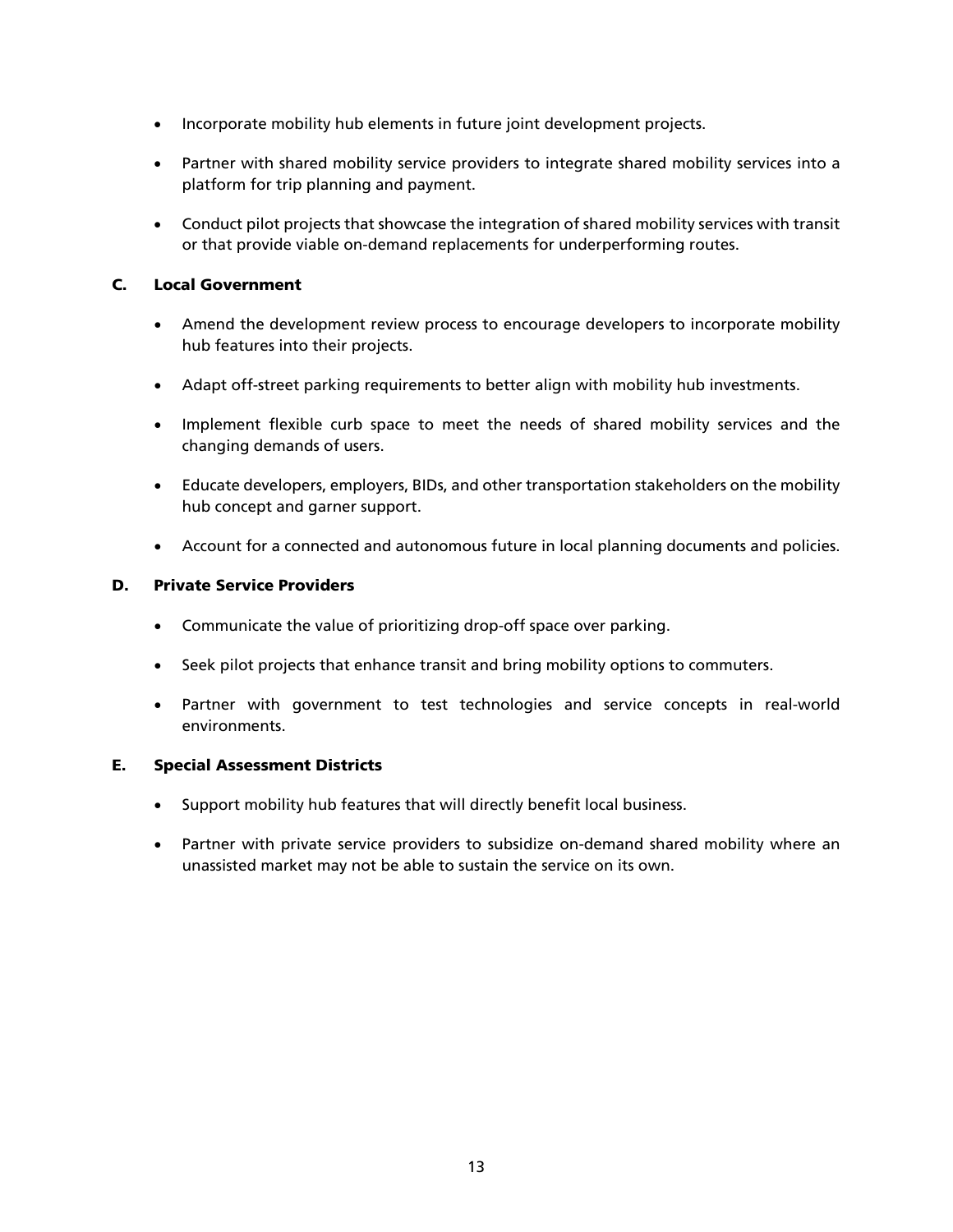- Incorporate mobility hub elements in future joint development projects.
- Partner with shared mobility service providers to integrate shared mobility services into a platform for trip planning and payment.
- Conduct pilot projects that showcase the integration of shared mobility services with transit or that provide viable on-demand replacements for underperforming routes.

### C. Local Government

- Amend the development review process to encourage developers to incorporate mobility hub features into their projects.
- Adapt off-street parking requirements to better align with mobility hub investments.
- Implement flexible curb space to meet the needs of shared mobility services and the changing demands of users.
- Educate developers, employers, BIDs, and other transportation stakeholders on the mobility hub concept and garner support.
- Account for a connected and autonomous future in local planning documents and policies.

### D. Private Service Providers

- Communicate the value of prioritizing drop-off space over parking.
- Seek pilot projects that enhance transit and bring mobility options to commuters.
- Partner with government to test technologies and service concepts in real-world environments.

### E. Special Assessment Districts

- Support mobility hub features that will directly benefit local business.
- Partner with private service providers to subsidize on-demand shared mobility where an unassisted market may not be able to sustain the service on its own.